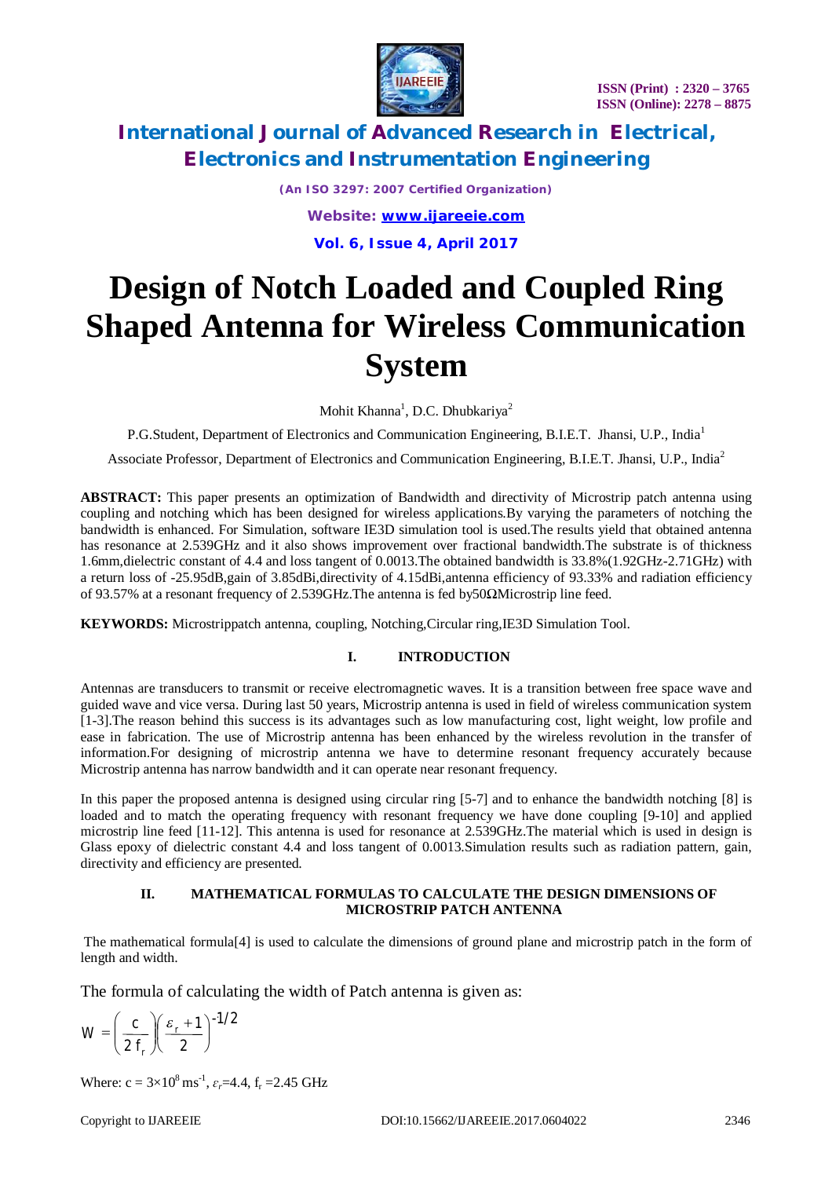# Design of Notch Loaded and Coupled Ring Shaped Antenna for Wireless Communication System

Mohit Khanna[1], D.C. Dhubkariya[2]

P.G.Student, Department of Electronics and Communication Engineering, B.I.E.T. Jhansi, U.P., India[1]

Associate Professor, Department of Electronics and Communication Engineering, B.I.E.T. Jhansi, U.P., India[2]

**ABSTRACT:** This paper presents an optimization of Bandwidth and directivity of Microstrip patch antenna using coupling and notching which has been designed for wireless applications.By varying the parameters of notching the bandwidth is enhanced. For Simulation, software IE3D simulation tool is used.The results yield that obtained antenna has resonance at 2.539GHz and it also shows improvement over fractional bandwidth.The substrate is of thickness 1.6mm,dielectric constant of 4.4 and loss tangent of 0.0013.The obtained bandwidth is 33.8%(1.92GHz-2.71GHz) with a return loss of -25.95dB,gain of 3.85dBi,directivity of 4.15dBi,antenna efficiency of 93.33% and radiation efficiency of 93.57% at a resonant frequency of 2.539GHz.The antenna is fed by50ΩMicrostrip line feed.

**KEYWORDS:** Microstrippatch antenna, coupling, Notching,Circular ring,IE3D Simulation Tool.

## I. INTRODUCTION

Antennas are transducers to transmit or receive electromagnetic waves. It is a transition between free space wave and guided wave and vice versa. During last 50 years, Microstrip antenna is used in field of wireless communication system [1-3].The reason behind this success is its advantages such as low manufacturing cost, light weight, low profile and ease in fabrication. The use of Microstrip antenna has been enhanced by the wireless revolution in the transfer of information.For designing of microstrip antenna we have to determine resonant frequency accurately because Microstrip antenna has narrow bandwidth and it can operate near resonant frequency.

In this paper the proposed antenna is designed using circular ring [5-7] and to enhance the bandwidth notching [8] is loaded and to match the operating frequency with resonant frequency we have done coupling [9-10] and applied microstrip line feed [11-12]. This antenna is used for resonance at 2.539GHz.The material which is used in design is Glass epoxy of dielectric constant 4.4 and loss tangent of 0.0013.Simulation results such as radiation pattern, gain, directivity and efficiency are presented.

## II. MATHEMATICAL FORMULAS TO CALCULATE THE DESIGN DIMENSIONS OF MICROSTRIP PATCH ANTENNA

The mathematical formula[4] is used to calculate the dimensions of ground plane and microstrip patch in the form of length and width.

The formula of calculating the width of Patch antenna is given as:

$$W = \left(\frac{c}{2f_r}\right)\left(\frac{\varepsilon_r + 1}{2}\right)^{-1/2}$$

Where: $c = 3\times10^{8}\ \text{ms}^{-1}$, $\varepsilon_r=4.4$, $f_r = 2.45$ GHz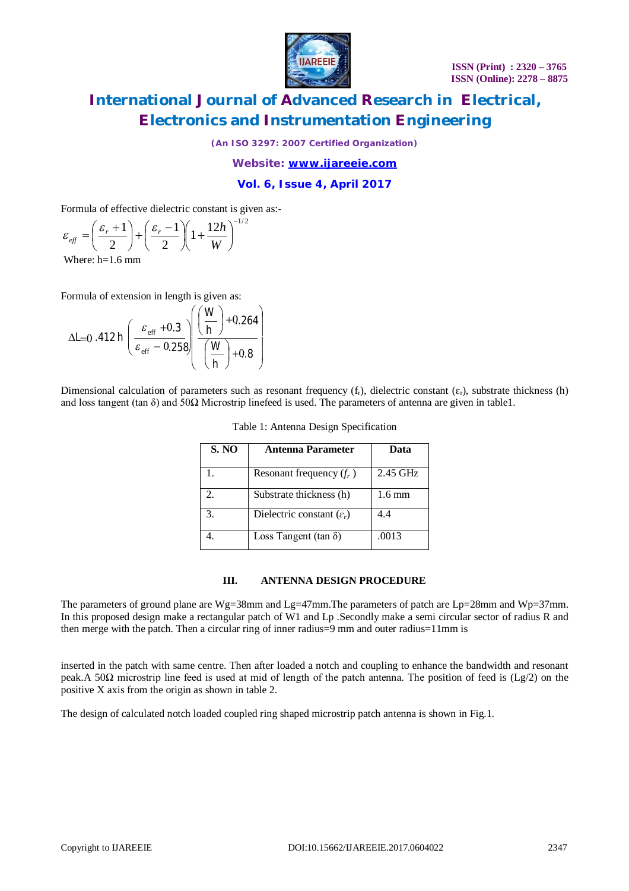Formula of effective dielectric constant is given as:-

$$\varepsilon_{eff} = \left(\frac{\varepsilon_r + 1}{2}\right) + \left(\frac{\varepsilon_r - 1}{2}\right)\left(1 + \frac{12h}{W}\right)^{-1/2}$$

Where: h=1.6 mm

Formula of extension in length is given as:

$$\Delta L = 0.412\,h \left(\frac{\varepsilon_{eff} + 0.3}{\varepsilon_{eff} - 0.258}\right)\left(\frac{\left(\frac{W}{h}\right) + 0.264}{\left(\frac{W}{h}\right) + 0.8}\right)$$

Dimensional calculation of parameters such as resonant frequency ($f_r$), dielectric constant ($\varepsilon_r$), substrate thickness (h) and loss tangent (tan δ) and 50Ω Microstrip linefeed is used. The parameters of antenna are given in table1.

Table 1: Antenna Design Specification

| S. NO | Antenna Parameter | Data |
|---|---|---|
| 1. | Resonant frequency ($f_r$ ) | 2.45 GHz |
| 2. | Substrate thickness (h) | 1.6 mm |
| 3. | Dielectric constant ($\varepsilon_r$) | 4.4 |
| 4. | Loss Tangent (tan δ) | .0013 |

## III. ANTENNA DESIGN PROCEDURE

The parameters of ground plane are Wg=38mm and Lg=47mm.The parameters of patch are Lp=28mm and Wp=37mm. In this proposed design make a rectangular patch of W1 and Lp .Secondly make a semi circular sector of radius R and then merge with the patch. Then a circular ring of inner radius=9 mm and outer radius=11mm is

inserted in the patch with same centre. Then after loaded a notch and coupling to enhance the bandwidth and resonant peak.A 50Ω microstrip line feed is used at mid of length of the patch antenna. The position of feed is (Lg/2) on the positive X axis from the origin as shown in table 2.

The design of calculated notch loaded coupled ring shaped microstrip patch antenna is shown in Fig.1.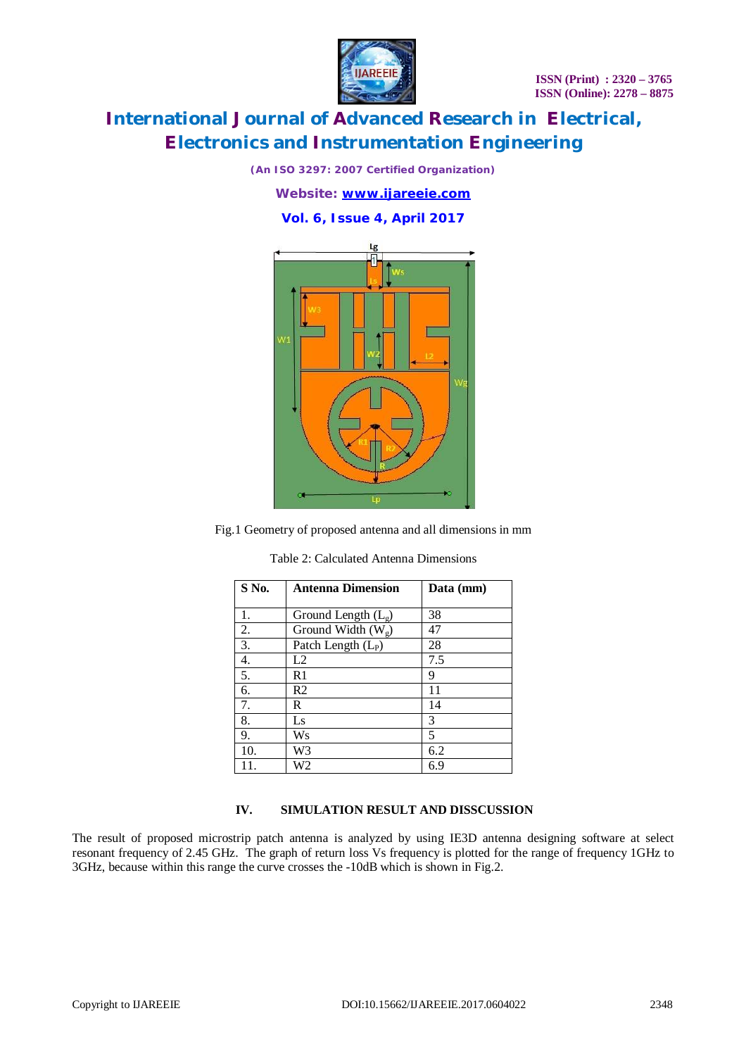Fig.1 Geometry of proposed antenna and all dimensions in mm

Table 2: Calculated Antenna Dimensions

| S No. | Antenna Dimension | Data (mm) |
|---|---|---|
| 1. | Ground Length ($L_g$) | 38 |
| 2. | Ground Width ($W_g$) | 47 |
| 3. | Patch Length ($L_P$) | 28 |
| 4. | L2 | 7.5 |
| 5. | R1 | 9 |
| 6. | R2 | 11 |
| 7. | R | 14 |
| 8. | Ls | 3 |
| 9. | Ws | 5 |
| 10. | W3 | 6.2 |
| 11. | W2 | 6.9 |

## IV. SIMULATION RESULT AND DISSCUSSION

The result of proposed microstrip patch antenna is analyzed by using IE3D antenna designing software at select resonant frequency of 2.45 GHz. The graph of return loss Vs frequency is plotted for the range of frequency 1GHz to 3GHz, because within this range the curve crosses the -10dB which is shown in Fig.2.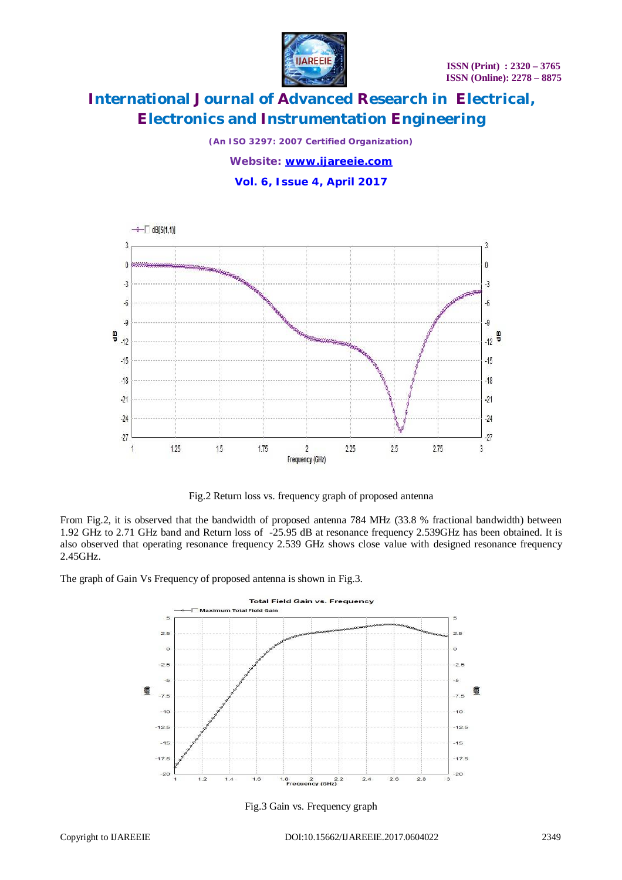Fig.2 Return loss vs. frequency graph of proposed antenna

From Fig.2, it is observed that the bandwidth of proposed antenna 784 MHz (33.8 % fractional bandwidth) between 1.92 GHz to 2.71 GHz band and Return loss of -25.95 dB at resonance frequency 2.539GHz has been obtained. It is also observed that operating resonance frequency 2.539 GHz shows close value with designed resonance frequency 2.45GHz.

The graph of Gain Vs Frequency of proposed antenna is shown in Fig.3.

Fig.3 Gain vs. Frequency graph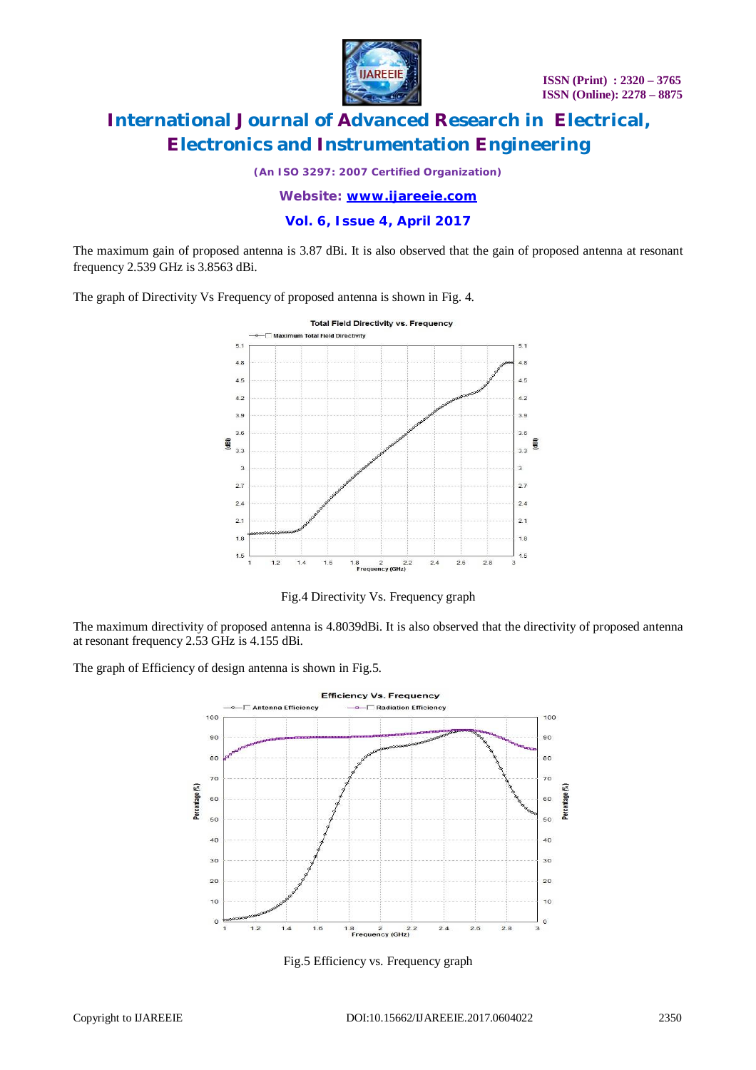The maximum gain of proposed antenna is 3.87 dBi. It is also observed that the gain of proposed antenna at resonant frequency 2.539 GHz is 3.8563 dBi.

The graph of Directivity Vs Frequency of proposed antenna is shown in Fig. 4.

Fig.4 Directivity Vs. Frequency graph

The maximum directivity of proposed antenna is 4.8039dBi. It is also observed that the directivity of proposed antenna at resonant frequency 2.53 GHz is 4.155 dBi.

The graph of Efficiency of design antenna is shown in Fig.5.

Fig.5 Efficiency vs. Frequency graph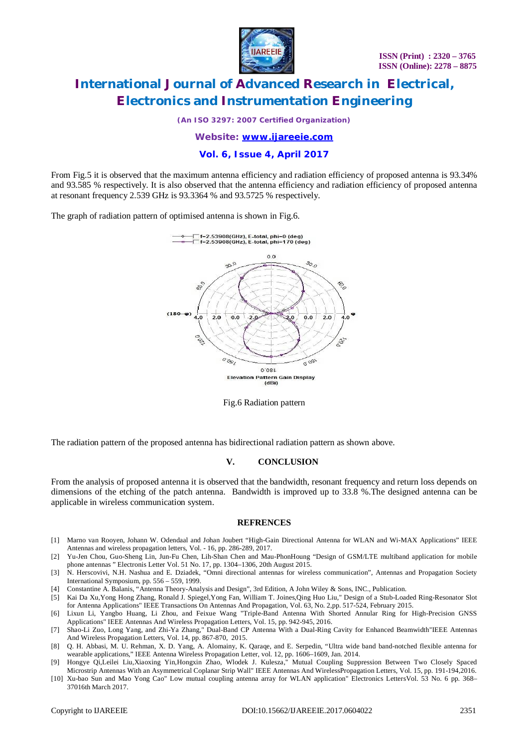From Fig.5 it is observed that the maximum antenna efficiency and radiation efficiency of proposed antenna is 93.34% and 93.585 % respectively. It is also observed that the antenna efficiency and radiation efficiency of proposed antenna at resonant frequency 2.539 GHz is 93.3364 % and 93.5725 % respectively.

The graph of radiation pattern of optimised antenna is shown in Fig.6.

Fig.6 Radiation pattern

The radiation pattern of the proposed antenna has bidirectional radiation pattern as shown above.

## V. CONCLUSION

From the analysis of proposed antenna it is observed that the bandwidth, resonant frequency and return loss depends on dimensions of the etching of the patch antenna. Bandwidth is improved up to 33.8 %.The designed antenna can be applicable in wireless communication system.

## REFRENCES

[1] Marno van Rooyen, Johann W. Odendaal and Johan Joubert "High-Gain Directional Antenna for WLAN and Wi-MAX Applications" IEEE Antennas and wireless propagation letters, Vol. - 16, pp. 286-289, 2017.

[2] Yu-Jen Chou, Guo-Sheng Lin, Jun-Fu Chen, Lih-Shan Chen and Mau-PhonHoung "Design of GSM/LTE multiband application for mobile phone antennas " Electronis Letter Vol. 51 No. 17, pp. 1304–1306, 20th August 2015.

[3] N. Herscovivi, N.H. Nashua and E. Dziadek, "Omni directional antennas for wireless communication", Antennas and Propagation Society International Symposium, pp. 556 – 559, 1999.

[4] Constantine A. Balanis, "Antenna Theory-Analysis and Design", 3rd Edition, A John Wiley & Sons, INC., Publication.

[5] Kai Da Xu,Yong Hong Zhang, Ronald J. Spiegel,Yong Fan, William T. Joines,Qing Huo Liu," Design of a Stub-Loaded Ring-Resonator Slot for Antenna Applications" IEEE Transactions On Antennas And Propagation, Vol. 63, No. 2,pp. 517-524, February 2015.

[6] Lixun Li, Yangbo Huang, Li Zhou, and Feixue Wang "Triple-Band Antenna With Shorted Annular Ring for High-Precision GNSS Applications" IEEE Antennas And Wireless Propagation Letters, Vol. 15, pp. 942-945, 2016.

[7] Shao-Li Zuo, Long Yang, and Zhi-Ya Zhang," Dual-Band CP Antenna With a Dual-Ring Cavity for Enhanced Beamwidth"IEEE Antennas And Wireless Propagation Letters, Vol. 14, pp. 867-870, 2015.

[8] Q. H. Abbasi, M. U. Rehman, X. D. Yang, A. Alomainy, K. Qaraqe, and E. Serpedin, "Ultra wide band band-notched flexible antenna for wearable applications," IEEE Antenna Wireless Propagation Letter, vol. 12, pp. 1606–1609, Jan. 2014.

[9] Hongye Qi,Leilei Liu,Xiaoxing Yin,Hongxin Zhao, Wlodek J. Kulesza," Mutual Coupling Suppression Between Two Closely Spaced Microstrip Antennas With an Asymmetrical Coplanar Strip Wall" IEEE Antennas And WirelessPropagation Letters, Vol. 15, pp. 191-194,2016.

[10] Xu-bao Sun and Mao Yong Cao" Low mutual coupling antenna array for WLAN application" Electronics LettersVol. 53 No. 6 pp. 368–37016th March 2017.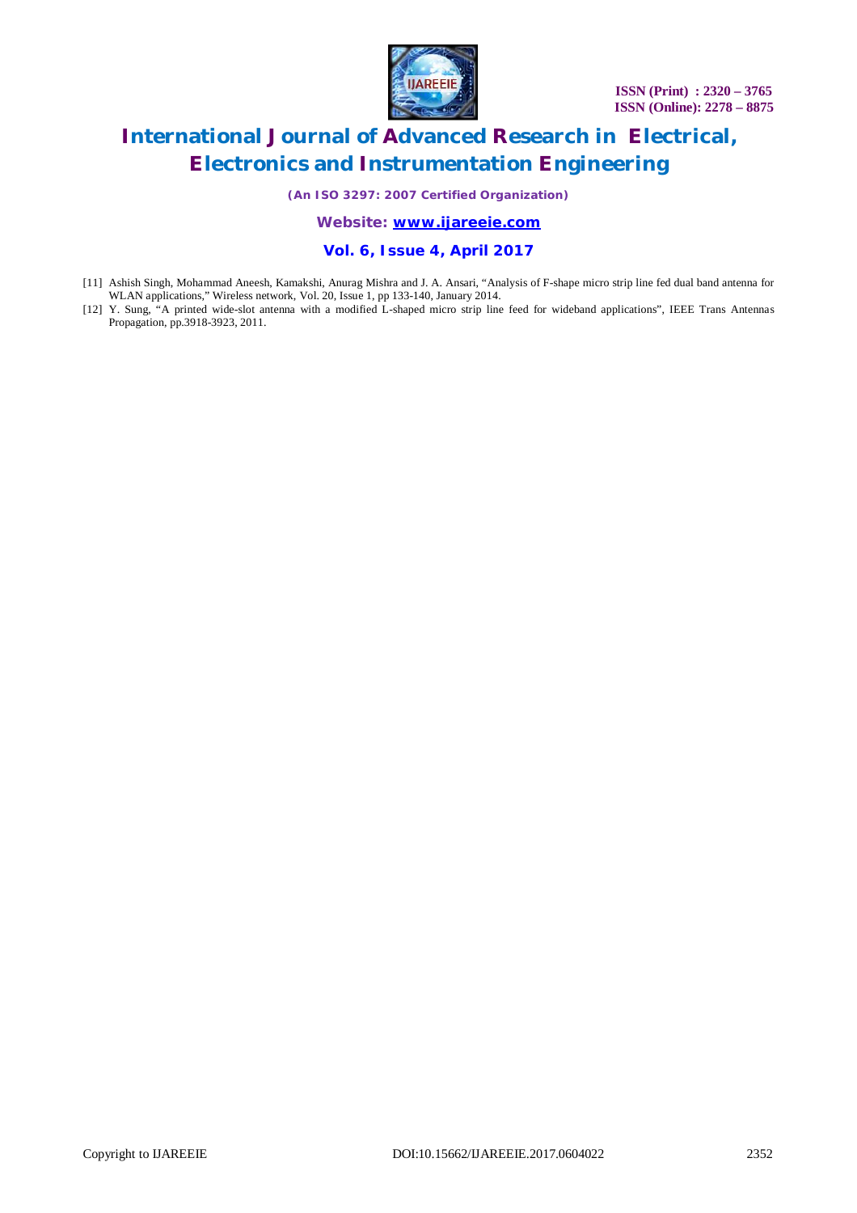[11] Ashish Singh, Mohammad Aneesh, Kamakshi, Anurag Mishra and J. A. Ansari, "Analysis of F-shape micro strip line fed dual band antenna for WLAN applications," Wireless network, Vol. 20, Issue 1, pp 133-140, January 2014.

[12] Y. Sung, "A printed wide-slot antenna with a modified L-shaped micro strip line feed for wideband applications", IEEE Trans Antennas Propagation, pp.3918-3923, 2011.